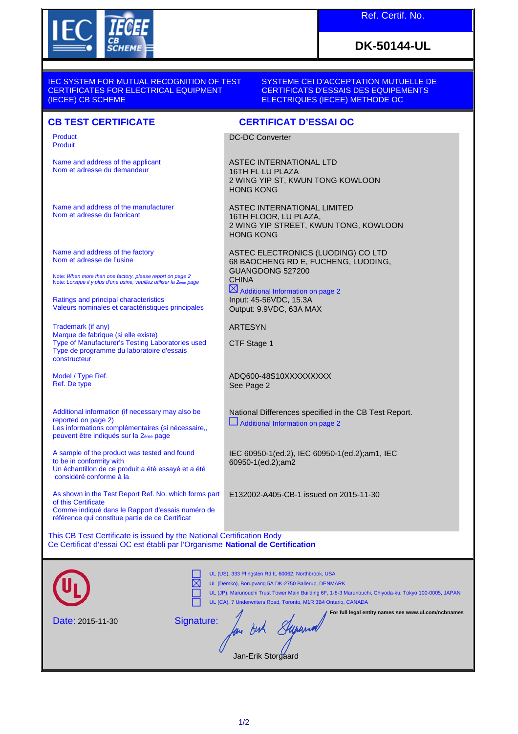IEC IECEE CB SCHEME

| Ref. Certif. No. |
| --- |
| DK-50144-UL |

IEC SYSTEM FOR MUTUAL RECOGNITION OF TEST CERTIFICATES FOR ELECTRICAL EQUIPMENT (IECEE) CB SCHEME

SYSTEME CEI D'ACCEPTATION MUTUELLE DE CERTIFICATS D'ESSAIS DES EQUIPEMENTS ELECTRIQUES (IECEE) METHODE OC

## CB TEST CERTIFICATE

## CERTIFICAT D'ESSAI OC

| | |
| --- | --- |
| Product<br>Produit | DC-DC Converter |
| Name and address of the applicant<br>Nom et adresse du demandeur | ASTEC INTERNATIONAL LTD<br>16TH FL LU PLAZA<br>2 WING YIP ST, KWUN TONG KOWLOON<br>HONG KONG |
| Name and address of the manufacturer<br>Nom et adresse du fabricant | ASTEC INTERNATIONAL LIMITED<br>16TH FLOOR, LU PLAZA,<br>2 WING YIP STREET, KWUN TONG, KOWLOON<br>HONG KONG |
| Name and address of the factory<br>Nom et adresse de l'usine<br>Note: *When more than one factory, please report on page 2*<br>Note: *Lorsque il y plus d'une usine, veuillez utiliser la 2ème page* | ASTEC ELECTRONICS (LUODING) CO LTD<br>68 BAOCHENG RD E, FUCHENG, LUODING,<br>GUANGDONG 527200<br>CHINA<br>☒ Additional Information on page 2 |
| Ratings and principal characteristics<br>Valeurs nominales et caractéristiques principales | Input: 45-56VDC, 15.3A<br>Output: 9.9VDC, 63A MAX |
| Trademark (if any)<br>Marque de fabrique (si elle existe) | ARTESYN |
| Type of Manufacturer's Testing Laboratories used<br>Type de programme du laboratoire d'essais constructeur | CTF Stage 1 |
| Model / Type Ref.<br>Ref. De type | ADQ600-48S10XXXXXXXXX<br>See Page 2 |
| Additional information (if necessary may also be reported on page 2)<br>Les informations complémentaires (si nécessaire,, peuvent être indiqués sur la 2ème page | National Differences specified in the CB Test Report.<br>☐ Additional Information on page 2 |
| A sample of the product was tested and found to be in conformity with<br>Un échantillon de ce produit a été essayé et a été considéré conforme à la | IEC 60950-1(ed.2), IEC 60950-1(ed.2);am1, IEC 60950-1(ed.2);am2 |
| As shown in the Test Report Ref. No. which forms part of this Certificate<br>Comme indiqué dans le Rapport d'essais numéro de référence qui constitue partie de ce Certificat | E132002-A405-CB-1 issued on 2015-11-30 |

This CB Test Certificate is issued by the National Certification Body
Ce Certificat d'essai OC est établi par l'Organisme **National de Certification**

UL

- ☐ UL (US), 333 Pfingsten Rd IL 60062, Northbrook, USA
- ☒ UL (Demko), Borupvang 5A DK-2750 Ballerup, DENMARK
- ☐ UL (JP), Marunouchi Trust Tower Main Building 6F, 1-8-3 Marunouchi, Chiyoda-ku, Tokyo 100-0005, JAPAN
- ☐ UL (CA), 7 Underwriters Road, Toronto, M1R 3B4 Ontario, CANADA

**For full legal entity names see www.ul.com/ncbnames**

Date: 2015-11-30

Signature:

Jan-Erik Storgaard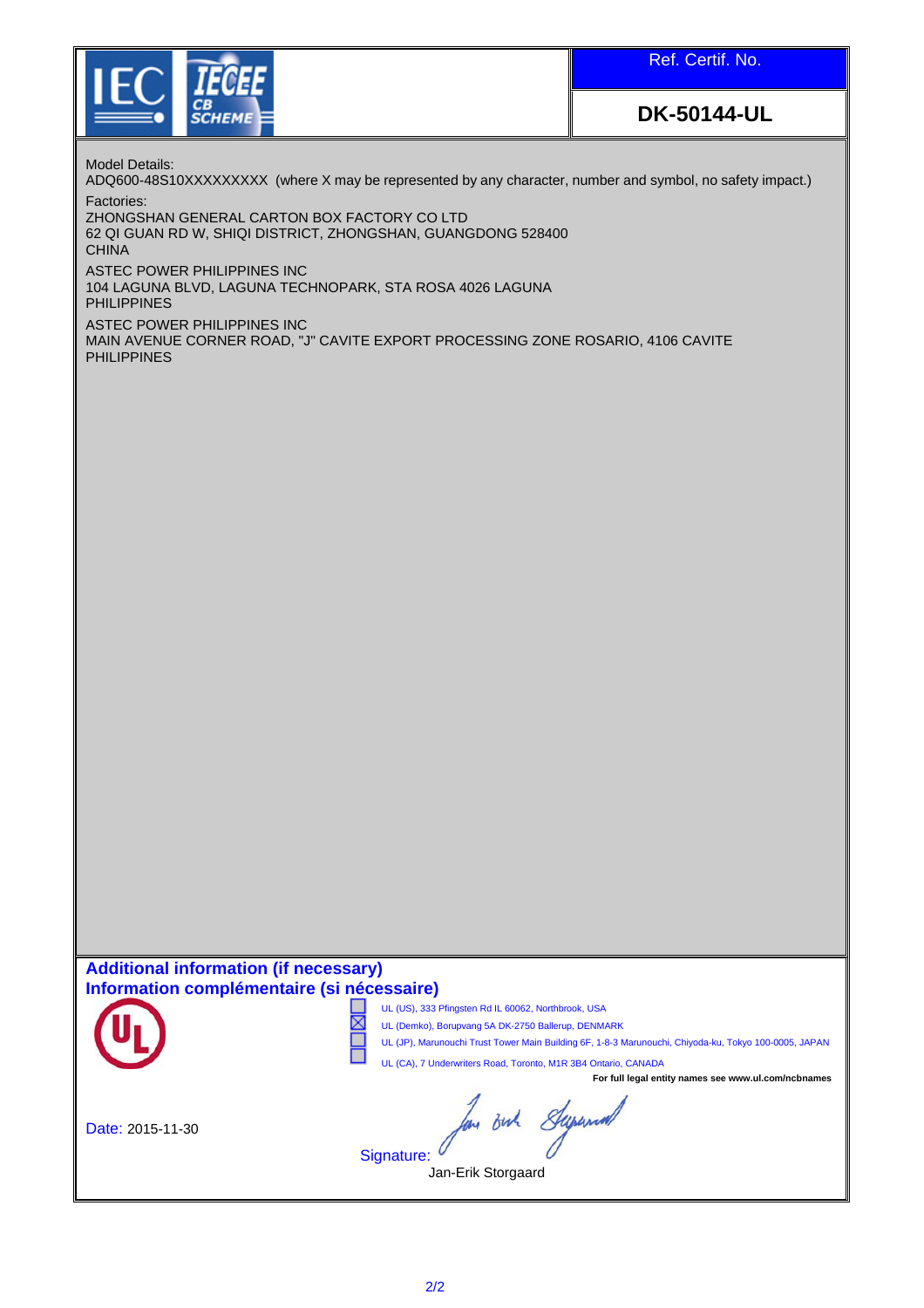| Ref. Certif. No. |
| --- |
| **DK-50144-UL** |

Model Details:
ADQ600-48S10XXXXXXXXX (where X may be represented by any character, number and symbol, no safety impact.)

Factories:
ZHONGSHAN GENERAL CARTON BOX FACTORY CO LTD
62 QI GUAN RD W, SHIQI DISTRICT, ZHONGSHAN, GUANGDONG 528400
CHINA

ASTEC POWER PHILIPPINES INC
104 LAGUNA BLVD, LAGUNA TECHNOPARK, STA ROSA 4026 LAGUNA
PHILIPPINES

ASTEC POWER PHILIPPINES INC
MAIN AVENUE CORNER ROAD, "J" CAVITE EXPORT PROCESSING ZONE ROSARIO, 4106 CAVITE
PHILIPPINES

**Additional information (if necessary)**
**Information complémentaire (si nécessaire)**

☐ UL (US), 333 Pfingsten Rd IL 60062, Northbrook, USA
☒ UL (Demko), Borupvang 5A DK-2750 Ballerup, DENMARK
☐ UL (JP), Marunouchi Trust Tower Main Building 6F, 1-8-3 Marunouchi, Chiyoda-ku, Tokyo 100-0005, JAPAN
☐ UL (CA), 7 Underwriters Road, Toronto, M1R 3B4 Ontario, CANADA

**For full legal entity names see www.ul.com/ncbnames**

Date: 2015-11-30

Signature:
Jan-Erik Storgaard